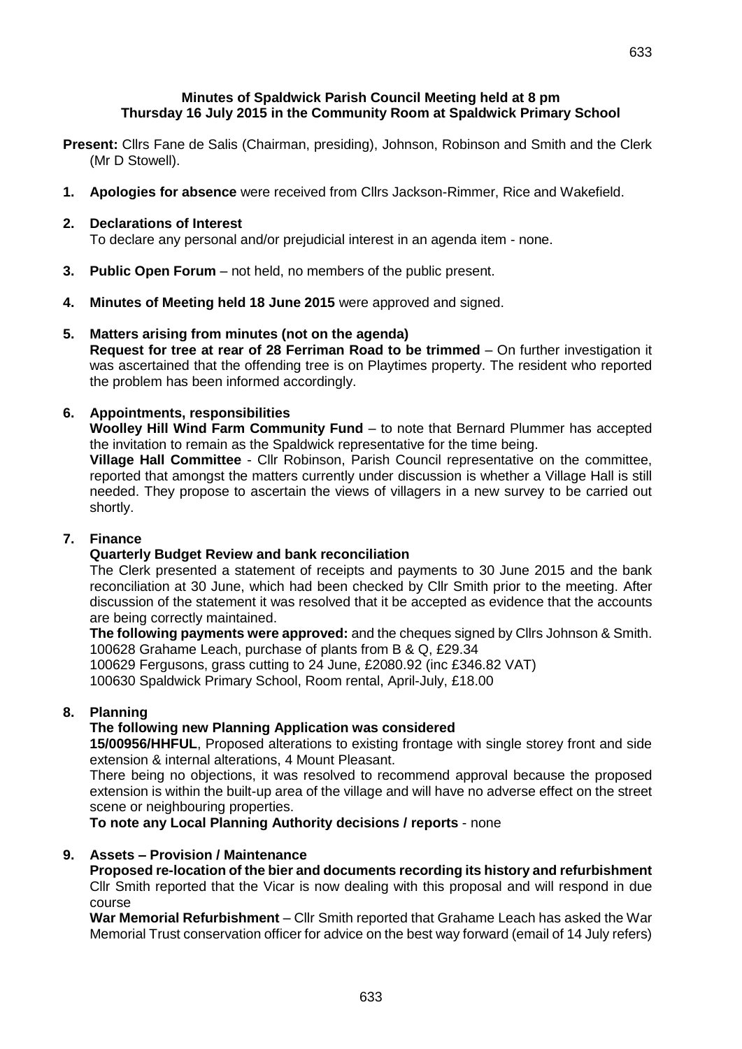**Minutes of Spaldwick Parish Council Meeting held at 8 pm**
**Thursday 16 July 2015 in the Community Room at Spaldwick Primary School**

**Present:** Cllrs Fane de Salis (Chairman, presiding), Johnson, Robinson and Smith and the Clerk (Mr D Stowell).

1. **Apologies for absence** were received from Cllrs Jackson-Rimmer, Rice and Wakefield.

2. **Declarations of Interest**
   To declare any personal and/or prejudicial interest in an agenda item - none.

3. **Public Open Forum** – not held, no members of the public present.

4. **Minutes of Meeting held 18 June 2015** were approved and signed.

5. **Matters arising from minutes (not on the agenda)**
   **Request for tree at rear of 28 Ferriman Road to be trimmed** – On further investigation it was ascertained that the offending tree is on Playtimes property. The resident who reported the problem has been informed accordingly.

6. **Appointments, responsibilities**
   **Woolley Hill Wind Farm Community Fund** – to note that Bernard Plummer has accepted the invitation to remain as the Spaldwick representative for the time being.
   **Village Hall Committee** - Cllr Robinson, Parish Council representative on the committee, reported that amongst the matters currently under discussion is whether a Village Hall is still needed. They propose to ascertain the views of villagers in a new survey to be carried out shortly.

7. **Finance**
   **Quarterly Budget Review and bank reconciliation**
   The Clerk presented a statement of receipts and payments to 30 June 2015 and the bank reconciliation at 30 June, which had been checked by Cllr Smith prior to the meeting. After discussion of the statement it was resolved that it be accepted as evidence that the accounts are being correctly maintained.
   **The following payments were approved:** and the cheques signed by Cllrs Johnson & Smith.
   100628 Grahame Leach, purchase of plants from B & Q, £29.34
   100629 Fergusons, grass cutting to 24 June, £2080.92 (inc £346.82 VAT)
   100630 Spaldwick Primary School, Room rental, April-July, £18.00

8. **Planning**
   **The following new Planning Application was considered**
   **15/00956/HHFUL**, Proposed alterations to existing frontage with single storey front and side extension & internal alterations, 4 Mount Pleasant.
   There being no objections, it was resolved to recommend approval because the proposed extension is within the built-up area of the village and will have no adverse effect on the street scene or neighbouring properties.
   **To note any Local Planning Authority decisions / reports** - none

9. **Assets – Provision / Maintenance**
   **Proposed re-location of the bier and documents recording its history and refurbishment**
   Cllr Smith reported that the Vicar is now dealing with this proposal and will respond in due course
   **War Memorial Refurbishment** – Cllr Smith reported that Grahame Leach has asked the War Memorial Trust conservation officer for advice on the best way forward (email of 14 July refers)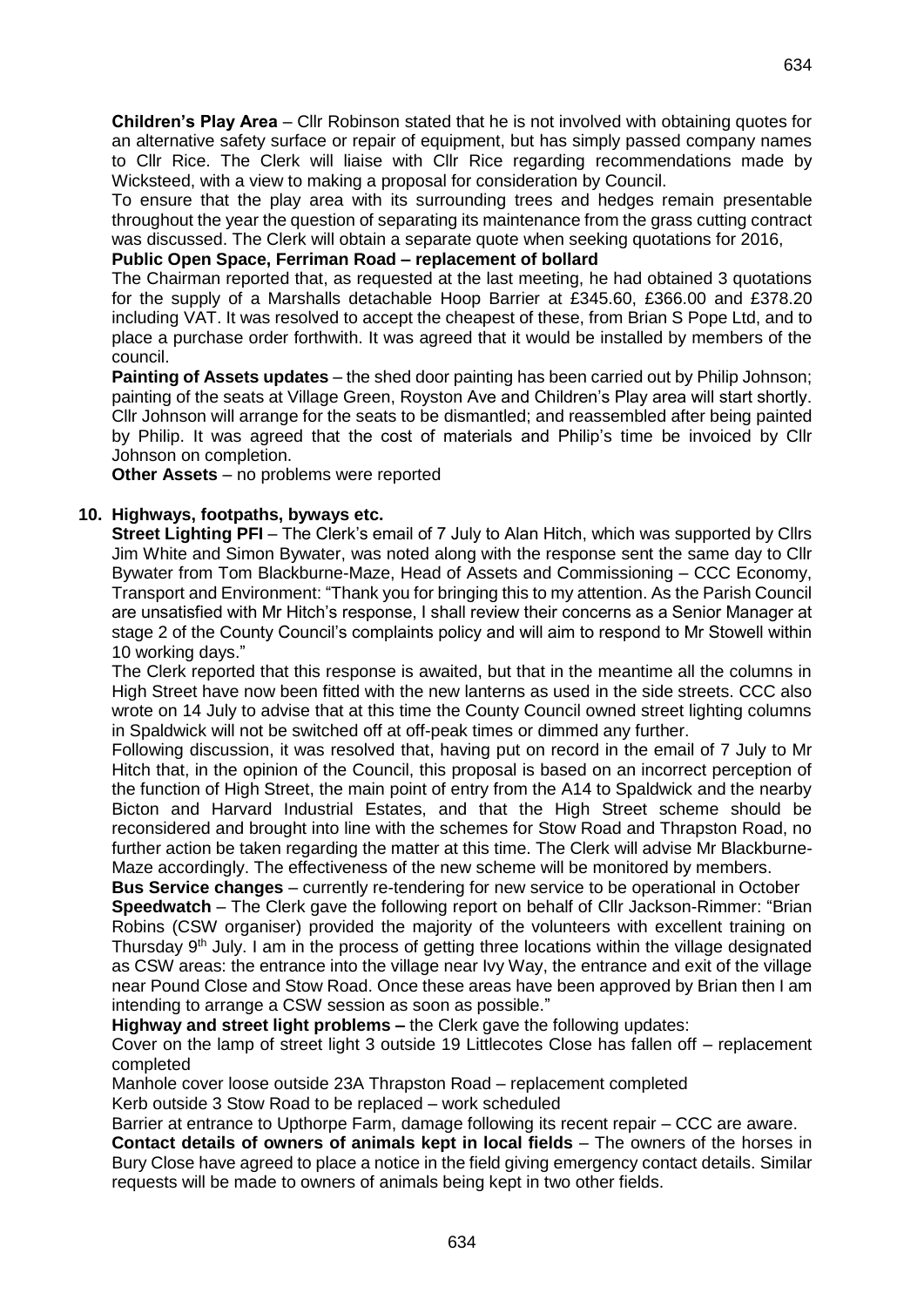**Children's Play Area** – Cllr Robinson stated that he is not involved with obtaining quotes for an alternative safety surface or repair of equipment, but has simply passed company names to Cllr Rice. The Clerk will liaise with Cllr Rice regarding recommendations made by Wicksteed, with a view to making a proposal for consideration by Council.

To ensure that the play area with its surrounding trees and hedges remain presentable throughout the year the question of separating its maintenance from the grass cutting contract was discussed. The Clerk will obtain a separate quote when seeking quotations for 2016,

**Public Open Space, Ferriman Road – replacement of bollard**

The Chairman reported that, as requested at the last meeting, he had obtained 3 quotations for the supply of a Marshalls detachable Hoop Barrier at £345.60, £366.00 and £378.20 including VAT. It was resolved to accept the cheapest of these, from Brian S Pope Ltd, and to place a purchase order forthwith. It was agreed that it would be installed by members of the council.

**Painting of Assets updates** – the shed door painting has been carried out by Philip Johnson; painting of the seats at Village Green, Royston Ave and Children's Play area will start shortly. Cllr Johnson will arrange for the seats to be dismantled; and reassembled after being painted by Philip. It was agreed that the cost of materials and Philip's time be invoiced by Cllr Johnson on completion.

**Other Assets** – no problems were reported

## 10. Highways, footpaths, byways etc.

**Street Lighting PFI** – The Clerk's email of 7 July to Alan Hitch, which was supported by Cllrs Jim White and Simon Bywater, was noted along with the response sent the same day to Cllr Bywater from Tom Blackburne-Maze, Head of Assets and Commissioning – CCC Economy, Transport and Environment: "Thank you for bringing this to my attention. As the Parish Council are unsatisfied with Mr Hitch's response, I shall review their concerns as a Senior Manager at stage 2 of the County Council's complaints policy and will aim to respond to Mr Stowell within 10 working days."

The Clerk reported that this response is awaited, but that in the meantime all the columns in High Street have now been fitted with the new lanterns as used in the side streets. CCC also wrote on 14 July to advise that at this time the County Council owned street lighting columns in Spaldwick will not be switched off at off-peak times or dimmed any further.

Following discussion, it was resolved that, having put on record in the email of 7 July to Mr Hitch that, in the opinion of the Council, this proposal is based on an incorrect perception of the function of High Street, the main point of entry from the A14 to Spaldwick and the nearby Bicton and Harvard Industrial Estates, and that the High Street scheme should be reconsidered and brought into line with the schemes for Stow Road and Thrapston Road, no further action be taken regarding the matter at this time. The Clerk will advise Mr Blackburne-Maze accordingly. The effectiveness of the new scheme will be monitored by members.

**Bus Service changes** – currently re-tendering for new service to be operational in October

**Speedwatch** – The Clerk gave the following report on behalf of Cllr Jackson-Rimmer: "Brian Robins (CSW organiser) provided the majority of the volunteers with excellent training on Thursday 9th July. I am in the process of getting three locations within the village designated as CSW areas: the entrance into the village near Ivy Way, the entrance and exit of the village near Pound Close and Stow Road. Once these areas have been approved by Brian then I am intending to arrange a CSW session as soon as possible."

**Highway and street light problems –** the Clerk gave the following updates:

Cover on the lamp of street light 3 outside 19 Littlecotes Close has fallen off – replacement completed

Manhole cover loose outside 23A Thrapston Road – replacement completed

Kerb outside 3 Stow Road to be replaced – work scheduled

Barrier at entrance to Upthorpe Farm, damage following its recent repair – CCC are aware.

**Contact details of owners of animals kept in local fields** – The owners of the horses in Bury Close have agreed to place a notice in the field giving emergency contact details. Similar requests will be made to owners of animals being kept in two other fields.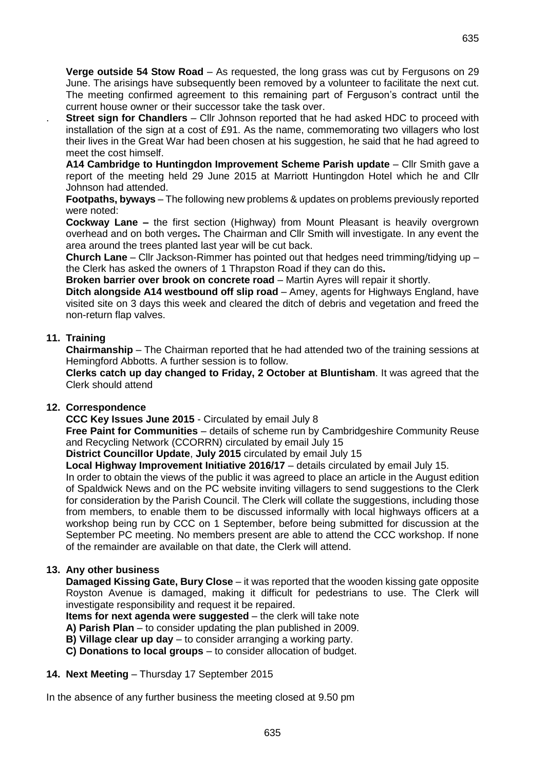**Verge outside 54 Stow Road** – As requested, the long grass was cut by Fergusons on 29 June. The arisings have subsequently been removed by a volunteer to facilitate the next cut. The meeting confirmed agreement to this remaining part of Ferguson's contract until the current house owner or their successor take the task over.

. **Street sign for Chandlers** – Cllr Johnson reported that he had asked HDC to proceed with installation of the sign at a cost of £91. As the name, commemorating two villagers who lost their lives in the Great War had been chosen at his suggestion, he said that he had agreed to meet the cost himself.

**A14 Cambridge to Huntingdon Improvement Scheme Parish update** – Cllr Smith gave a report of the meeting held 29 June 2015 at Marriott Huntingdon Hotel which he and Cllr Johnson had attended.

**Footpaths, byways** – The following new problems & updates on problems previously reported were noted:

**Cockway Lane –** the first section (Highway) from Mount Pleasant is heavily overgrown overhead and on both verges**.** The Chairman and Cllr Smith will investigate. In any event the area around the trees planted last year will be cut back.

**Church Lane** – Cllr Jackson-Rimmer has pointed out that hedges need trimming/tidying up – the Clerk has asked the owners of 1 Thrapston Road if they can do this**.**

**Broken barrier over brook on concrete road** – Martin Ayres will repair it shortly.

**Ditch alongside A14 westbound off slip road** – Amey, agents for Highways England, have visited site on 3 days this week and cleared the ditch of debris and vegetation and freed the non-return flap valves.

**11. Training**

**Chairmanship** – The Chairman reported that he had attended two of the training sessions at Hemingford Abbotts. A further session is to follow.

**Clerks catch up day changed to Friday, 2 October at Bluntisham**. It was agreed that the Clerk should attend

**12. Correspondence**

**CCC Key Issues June 2015** - Circulated by email July 8

**Free Paint for Communities** – details of scheme run by Cambridgeshire Community Reuse and Recycling Network (CCORRN) circulated by email July 15

**District Councillor Update**, **July 2015** circulated by email July 15

**Local Highway Improvement Initiative 2016/17** – details circulated by email July 15.

In order to obtain the views of the public it was agreed to place an article in the August edition of Spaldwick News and on the PC website inviting villagers to send suggestions to the Clerk for consideration by the Parish Council. The Clerk will collate the suggestions, including those from members, to enable them to be discussed informally with local highways officers at a workshop being run by CCC on 1 September, before being submitted for discussion at the September PC meeting. No members present are able to attend the CCC workshop. If none of the remainder are available on that date, the Clerk will attend.

**13. Any other business**

**Damaged Kissing Gate, Bury Close** – it was reported that the wooden kissing gate opposite Royston Avenue is damaged, making it difficult for pedestrians to use. The Clerk will investigate responsibility and request it be repaired.

**Items for next agenda were suggested** – the clerk will take note

**A) Parish Plan** – to consider updating the plan published in 2009.

**B) Village clear up day** – to consider arranging a working party.

**C) Donations to local groups** – to consider allocation of budget.

**14. Next Meeting** – Thursday 17 September 2015

In the absence of any further business the meeting closed at 9.50 pm